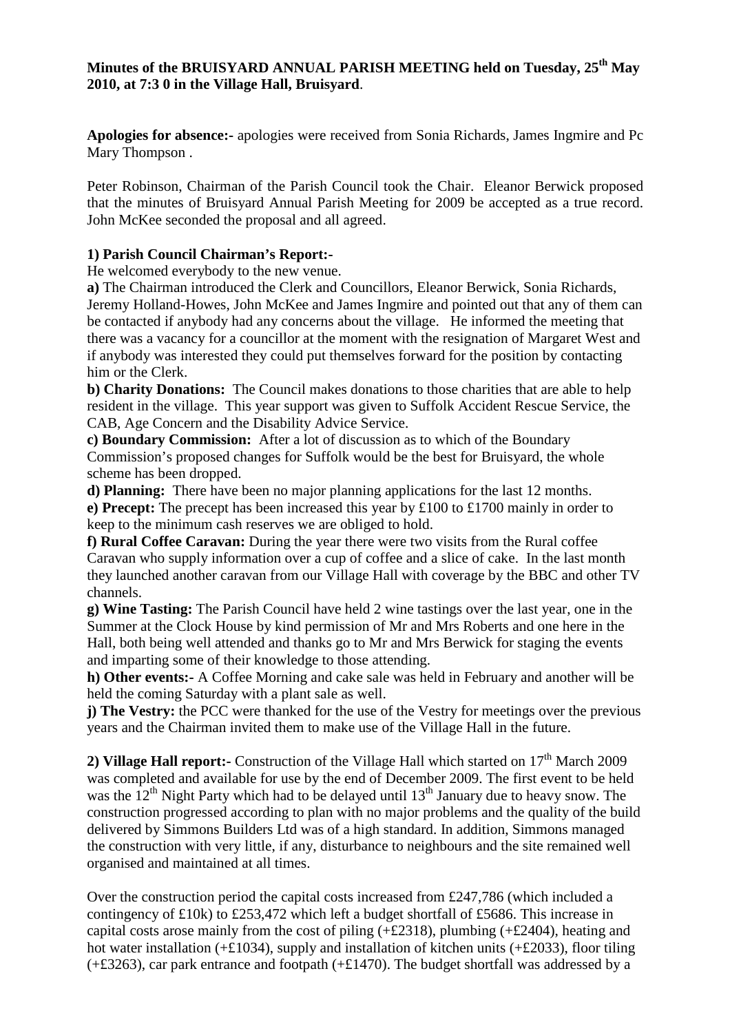**Minutes of the BRUISYARD ANNUAL PARISH MEETING held on Tuesday, 25th May 2010, at 7:3 0 in the Village Hall, Bruisyard**.

**Apologies for absence:-** apologies were received from Sonia Richards, James Ingmire and Pc Mary Thompson .

Peter Robinson, Chairman of the Parish Council took the Chair. Eleanor Berwick proposed that the minutes of Bruisyard Annual Parish Meeting for 2009 be accepted as a true record. John McKee seconded the proposal and all agreed.

**1) Parish Council Chairman's Report:-**

He welcomed everybody to the new venue.

**a)** The Chairman introduced the Clerk and Councillors, Eleanor Berwick, Sonia Richards, Jeremy Holland-Howes, John McKee and James Ingmire and pointed out that any of them can be contacted if anybody had any concerns about the village. He informed the meeting that there was a vacancy for a councillor at the moment with the resignation of Margaret West and if anybody was interested they could put themselves forward for the position by contacting him or the Clerk.

**b) Charity Donations:** The Council makes donations to those charities that are able to help resident in the village. This year support was given to Suffolk Accident Rescue Service, the CAB, Age Concern and the Disability Advice Service.

**c) Boundary Commission:** After a lot of discussion as to which of the Boundary Commission's proposed changes for Suffolk would be the best for Bruisyard, the whole scheme has been dropped.

**d) Planning:** There have been no major planning applications for the last 12 months.

**e) Precept:** The precept has been increased this year by £100 to £1700 mainly in order to keep to the minimum cash reserves we are obliged to hold.

**f) Rural Coffee Caravan:** During the year there were two visits from the Rural coffee Caravan who supply information over a cup of coffee and a slice of cake. In the last month they launched another caravan from our Village Hall with coverage by the BBC and other TV channels.

**g) Wine Tasting:** The Parish Council have held 2 wine tastings over the last year, one in the Summer at the Clock House by kind permission of Mr and Mrs Roberts and one here in the Hall, both being well attended and thanks go to Mr and Mrs Berwick for staging the events and imparting some of their knowledge to those attending.

**h) Other events:-** A Coffee Morning and cake sale was held in February and another will be held the coming Saturday with a plant sale as well.

**j) The Vestry:** the PCC were thanked for the use of the Vestry for meetings over the previous years and the Chairman invited them to make use of the Village Hall in the future.

**2) Village Hall report:-** Construction of the Village Hall which started on 17th March 2009 was completed and available for use by the end of December 2009. The first event to be held was the 12th Night Party which had to be delayed until 13th January due to heavy snow. The construction progressed according to plan with no major problems and the quality of the build delivered by Simmons Builders Ltd was of a high standard. In addition, Simmons managed the construction with very little, if any, disturbance to neighbours and the site remained well organised and maintained at all times.

Over the construction period the capital costs increased from £247,786 (which included a contingency of £10k) to £253,472 which left a budget shortfall of £5686. This increase in capital costs arose mainly from the cost of piling (+£2318), plumbing (+£2404), heating and hot water installation (+£1034), supply and installation of kitchen units (+£2033), floor tiling (+£3263), car park entrance and footpath (+£1470). The budget shortfall was addressed by a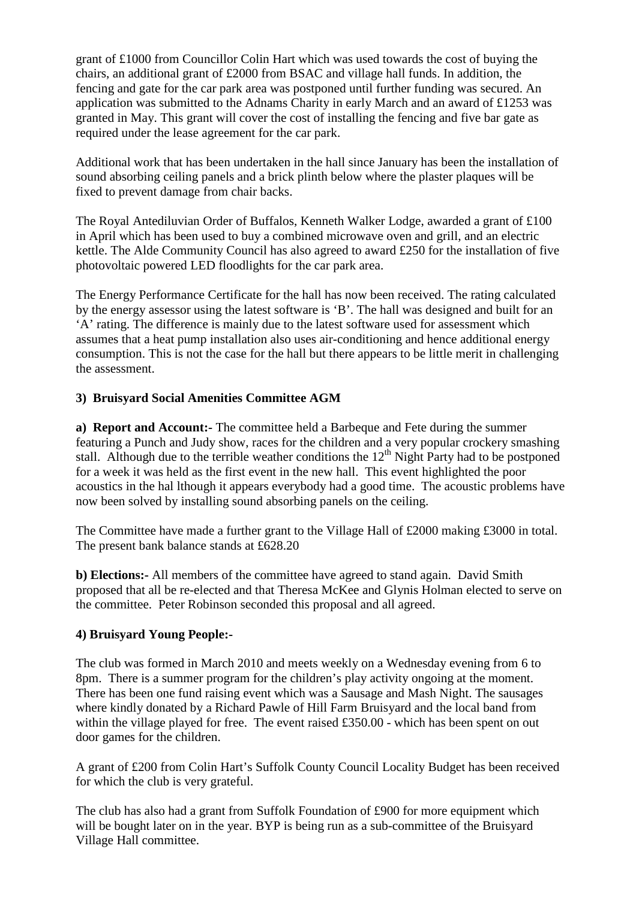grant of £1000 from Councillor Colin Hart which was used towards the cost of buying the chairs, an additional grant of £2000 from BSAC and village hall funds. In addition, the fencing and gate for the car park area was postponed until further funding was secured. An application was submitted to the Adnams Charity in early March and an award of £1253 was granted in May. This grant will cover the cost of installing the fencing and five bar gate as required under the lease agreement for the car park.

Additional work that has been undertaken in the hall since January has been the installation of sound absorbing ceiling panels and a brick plinth below where the plaster plaques will be fixed to prevent damage from chair backs.

The Royal Antediluvian Order of Buffalos, Kenneth Walker Lodge, awarded a grant of £100 in April which has been used to buy a combined microwave oven and grill, and an electric kettle. The Alde Community Council has also agreed to award £250 for the installation of five photovoltaic powered LED floodlights for the car park area.

The Energy Performance Certificate for the hall has now been received. The rating calculated by the energy assessor using the latest software is 'B'. The hall was designed and built for an 'A' rating. The difference is mainly due to the latest software used for assessment which assumes that a heat pump installation also uses air-conditioning and hence additional energy consumption. This is not the case for the hall but there appears to be little merit in challenging the assessment.

### 3) Bruisyard Social Amenities Committee AGM

**a) Report and Account:-** The committee held a Barbeque and Fete during the summer featuring a Punch and Judy show, races for the children and a very popular crockery smashing stall. Although due to the terrible weather conditions the 12th Night Party had to be postponed for a week it was held as the first event in the new hall. This event highlighted the poor acoustics in the hal lthough it appears everybody had a good time. The acoustic problems have now been solved by installing sound absorbing panels on the ceiling.

The Committee have made a further grant to the Village Hall of £2000 making £3000 in total. The present bank balance stands at £628.20

**b) Elections:-** All members of the committee have agreed to stand again. David Smith proposed that all be re-elected and that Theresa McKee and Glynis Holman elected to serve on the committee. Peter Robinson seconded this proposal and all agreed.

### 4) Bruisyard Young People:-

The club was formed in March 2010 and meets weekly on a Wednesday evening from 6 to 8pm. There is a summer program for the children's play activity ongoing at the moment. There has been one fund raising event which was a Sausage and Mash Night. The sausages where kindly donated by a Richard Pawle of Hill Farm Bruisyard and the local band from within the village played for free. The event raised £350.00 - which has been spent on out door games for the children.

A grant of £200 from Colin Hart's Suffolk County Council Locality Budget has been received for which the club is very grateful.

The club has also had a grant from Suffolk Foundation of £900 for more equipment which will be bought later on in the year. BYP is being run as a sub-committee of the Bruisyard Village Hall committee.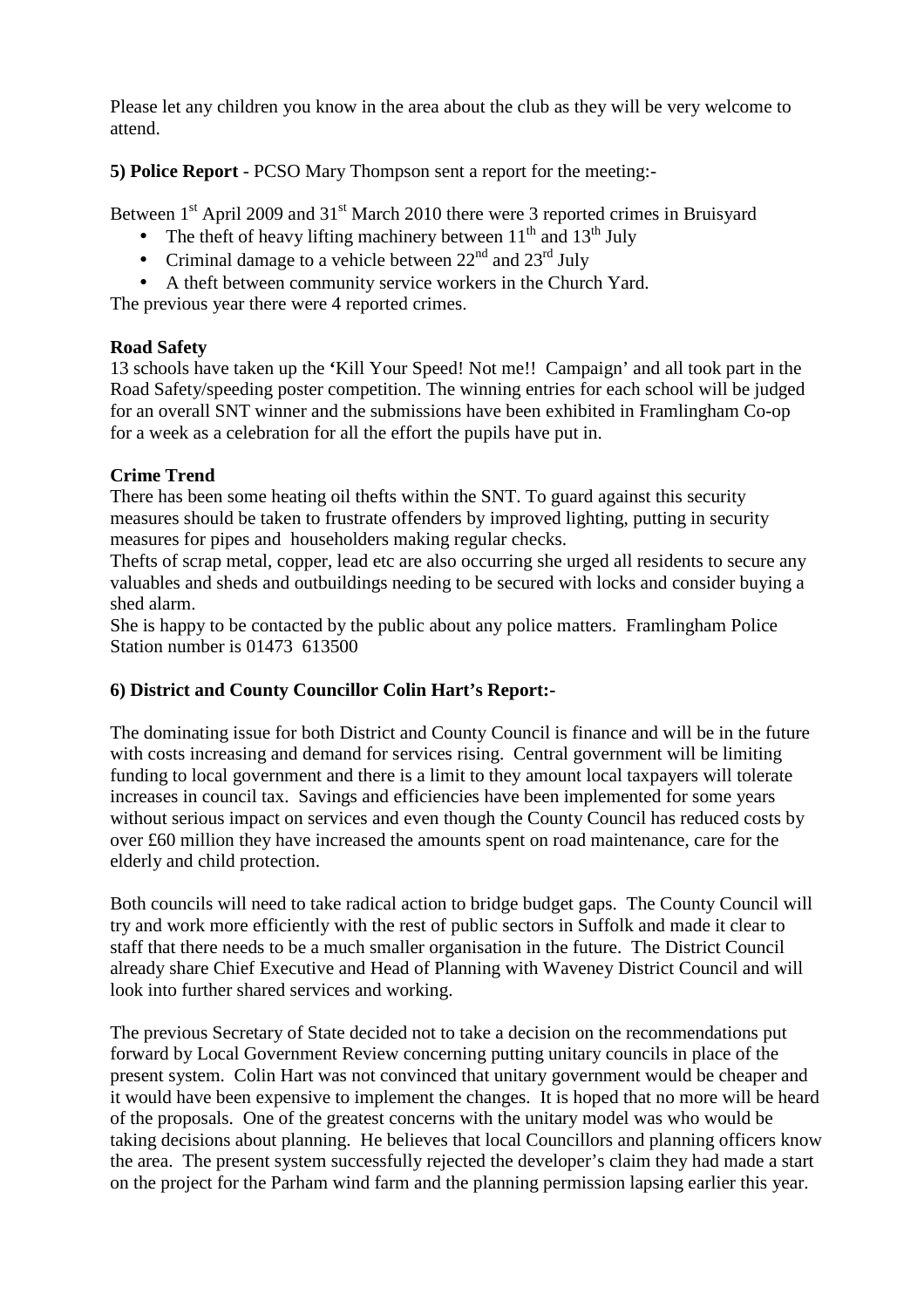Please let any children you know in the area about the club as they will be very welcome to attend.

**5) Police Report** - PCSO Mary Thompson sent a report for the meeting:-

Between 1st April 2009 and 31st March 2010 there were 3 reported crimes in Bruisyard

- The theft of heavy lifting machinery between 11th and 13th July
- Criminal damage to a vehicle between 22nd and 23rd July
- A theft between community service workers in the Church Yard.

The previous year there were 4 reported crimes.

**Road Safety**

13 schools have taken up the **'**Kill Your Speed! Not me!! Campaign' and all took part in the Road Safety/speeding poster competition. The winning entries for each school will be judged for an overall SNT winner and the submissions have been exhibited in Framlingham Co-op for a week as a celebration for all the effort the pupils have put in.

**Crime Trend**

There has been some heating oil thefts within the SNT. To guard against this security measures should be taken to frustrate offenders by improved lighting, putting in security measures for pipes and householders making regular checks.

Thefts of scrap metal, copper, lead etc are also occurring she urged all residents to secure any valuables and sheds and outbuildings needing to be secured with locks and consider buying a shed alarm.

She is happy to be contacted by the public about any police matters. Framlingham Police Station number is 01473 613500

**6) District and County Councillor Colin Hart's Report:-**

The dominating issue for both District and County Council is finance and will be in the future with costs increasing and demand for services rising. Central government will be limiting funding to local government and there is a limit to they amount local taxpayers will tolerate increases in council tax. Savings and efficiencies have been implemented for some years without serious impact on services and even though the County Council has reduced costs by over £60 million they have increased the amounts spent on road maintenance, care for the elderly and child protection.

Both councils will need to take radical action to bridge budget gaps. The County Council will try and work more efficiently with the rest of public sectors in Suffolk and made it clear to staff that there needs to be a much smaller organisation in the future. The District Council already share Chief Executive and Head of Planning with Waveney District Council and will look into further shared services and working.

The previous Secretary of State decided not to take a decision on the recommendations put forward by Local Government Review concerning putting unitary councils in place of the present system. Colin Hart was not convinced that unitary government would be cheaper and it would have been expensive to implement the changes. It is hoped that no more will be heard of the proposals. One of the greatest concerns with the unitary model was who would be taking decisions about planning. He believes that local Councillors and planning officers know the area. The present system successfully rejected the developer's claim they had made a start on the project for the Parham wind farm and the planning permission lapsing earlier this year.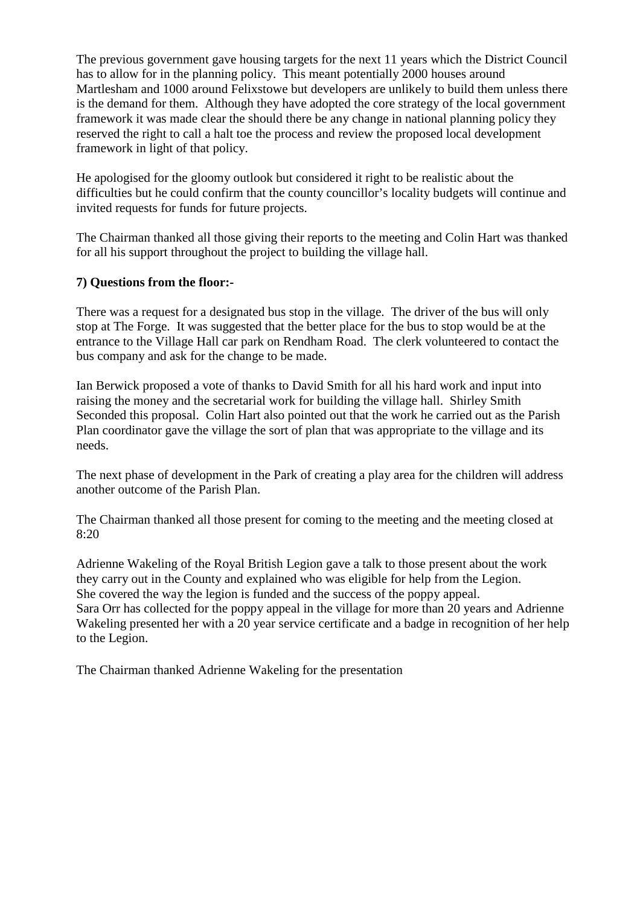The previous government gave housing targets for the next 11 years which the District Council has to allow for in the planning policy. This meant potentially 2000 houses around Martlesham and 1000 around Felixstowe but developers are unlikely to build them unless there is the demand for them. Although they have adopted the core strategy of the local government framework it was made clear the should there be any change in national planning policy they reserved the right to call a halt toe the process and review the proposed local development framework in light of that policy.

He apologised for the gloomy outlook but considered it right to be realistic about the difficulties but he could confirm that the county councillor's locality budgets will continue and invited requests for funds for future projects.

The Chairman thanked all those giving their reports to the meeting and Colin Hart was thanked for all his support throughout the project to building the village hall.

**7) Questions from the floor:-**

There was a request for a designated bus stop in the village. The driver of the bus will only stop at The Forge. It was suggested that the better place for the bus to stop would be at the entrance to the Village Hall car park on Rendham Road. The clerk volunteered to contact the bus company and ask for the change to be made.

Ian Berwick proposed a vote of thanks to David Smith for all his hard work and input into raising the money and the secretarial work for building the village hall. Shirley Smith Seconded this proposal. Colin Hart also pointed out that the work he carried out as the Parish Plan coordinator gave the village the sort of plan that was appropriate to the village and its needs.

The next phase of development in the Park of creating a play area for the children will address another outcome of the Parish Plan.

The Chairman thanked all those present for coming to the meeting and the meeting closed at 8:20

Adrienne Wakeling of the Royal British Legion gave a talk to those present about the work they carry out in the County and explained who was eligible for help from the Legion.
She covered the way the legion is funded and the success of the poppy appeal.
Sara Orr has collected for the poppy appeal in the village for more than 20 years and Adrienne Wakeling presented her with a 20 year service certificate and a badge in recognition of her help to the Legion.

The Chairman thanked Adrienne Wakeling for the presentation